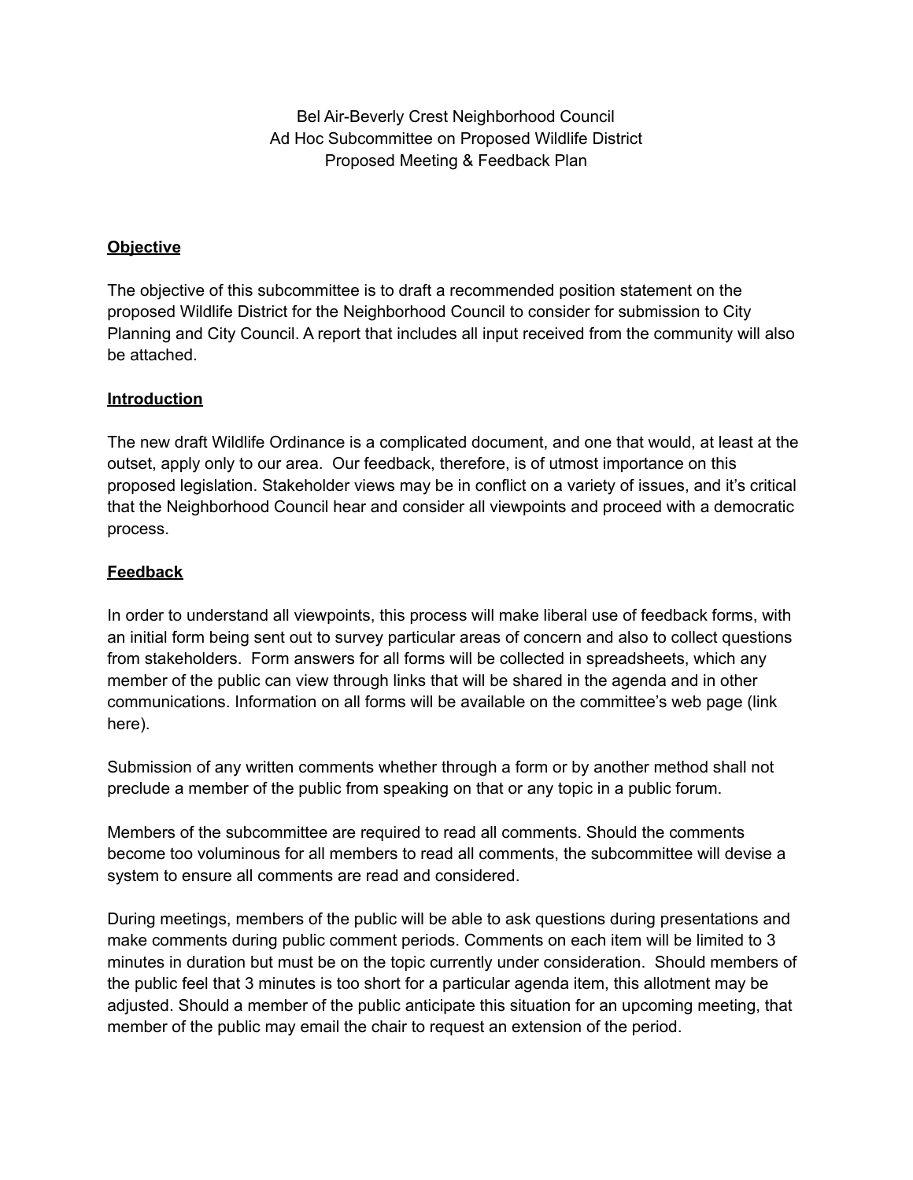# Bel Air-Beverly Crest Neighborhood Council
## Ad Hoc Subcommittee on Proposed Wildlife District
## Proposed Meeting & Feedback Plan

**Objective**

The objective of this subcommittee is to draft a recommended position statement on the proposed Wildlife District for the Neighborhood Council to consider for submission to City Planning and City Council. A report that includes all input received from the community will also be attached.

**Introduction**

The new draft Wildlife Ordinance is a complicated document, and one that would, at least at the outset, apply only to our area. Our feedback, therefore, is of utmost importance on this proposed legislation. Stakeholder views may be in conflict on a variety of issues, and it's critical that the Neighborhood Council hear and consider all viewpoints and proceed with a democratic process.

**Feedback**

In order to understand all viewpoints, this process will make liberal use of feedback forms, with an initial form being sent out to survey particular areas of concern and also to collect questions from stakeholders. Form answers for all forms will be collected in spreadsheets, which any member of the public can view through links that will be shared in the agenda and in other communications. Information on all forms will be available on the committee's web page (link here).

Submission of any written comments whether through a form or by another method shall not preclude a member of the public from speaking on that or any topic in a public forum.

Members of the subcommittee are required to read all comments. Should the comments become too voluminous for all members to read all comments, the subcommittee will devise a system to ensure all comments are read and considered.

During meetings, members of the public will be able to ask questions during presentations and make comments during public comment periods. Comments on each item will be limited to 3 minutes in duration but must be on the topic currently under consideration. Should members of the public feel that 3 minutes is too short for a particular agenda item, this allotment may be adjusted. Should a member of the public anticipate this situation for an upcoming meeting, that member of the public may email the chair to request an extension of the period.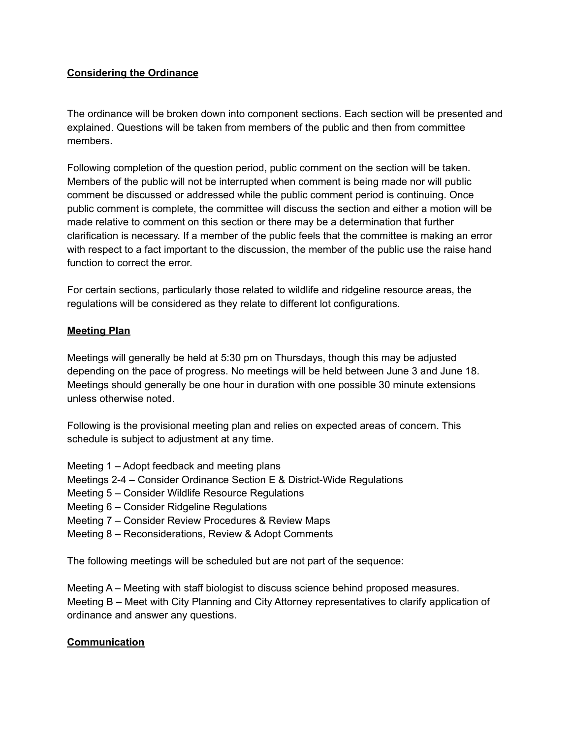**Considering the Ordinance**

The ordinance will be broken down into component sections. Each section will be presented and explained. Questions will be taken from members of the public and then from committee members.

Following completion of the question period, public comment on the section will be taken. Members of the public will not be interrupted when comment is being made nor will public comment be discussed or addressed while the public comment period is continuing. Once public comment is complete, the committee will discuss the section and either a motion will be made relative to comment on this section or there may be a determination that further clarification is necessary. If a member of the public feels that the committee is making an error with respect to a fact important to the discussion, the member of the public use the raise hand function to correct the error.

For certain sections, particularly those related to wildlife and ridgeline resource areas, the regulations will be considered as they relate to different lot configurations.

**Meeting Plan**

Meetings will generally be held at 5:30 pm on Thursdays, though this may be adjusted depending on the pace of progress. No meetings will be held between June 3 and June 18. Meetings should generally be one hour in duration with one possible 30 minute extensions unless otherwise noted.

Following is the provisional meeting plan and relies on expected areas of concern. This schedule is subject to adjustment at any time.

Meeting 1 – Adopt feedback and meeting plans
Meetings 2-4 – Consider Ordinance Section E & District-Wide Regulations
Meeting 5 – Consider Wildlife Resource Regulations
Meeting 6 – Consider Ridgeline Regulations
Meeting 7 – Consider Review Procedures & Review Maps
Meeting 8 – Reconsiderations, Review & Adopt Comments

The following meetings will be scheduled but are not part of the sequence:

Meeting A – Meeting with staff biologist to discuss science behind proposed measures.
Meeting B – Meet with City Planning and City Attorney representatives to clarify application of ordinance and answer any questions.

**Communication**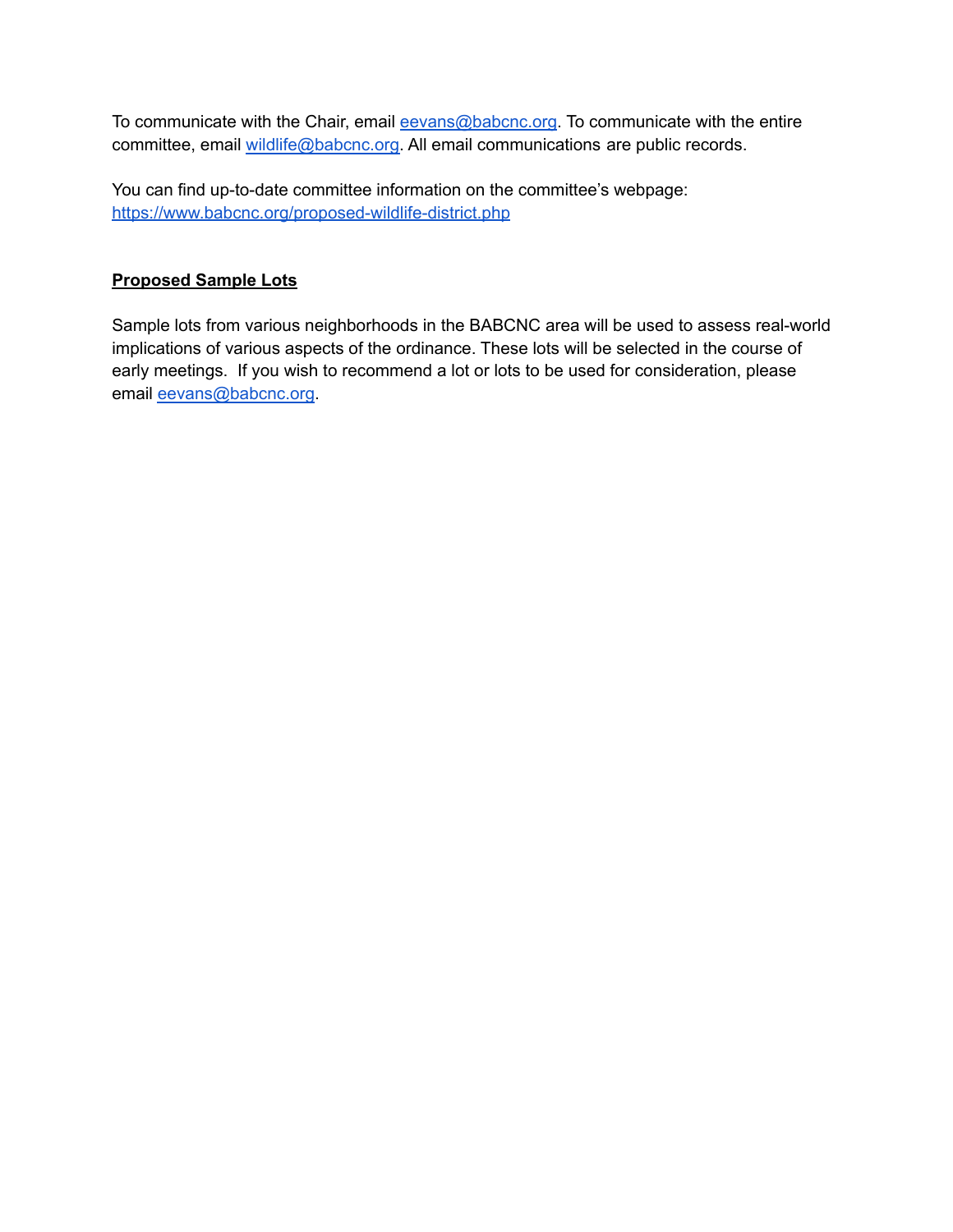To communicate with the Chair, email eevans@babcnc.org. To communicate with the entire committee, email wildlife@babcnc.org. All email communications are public records.

You can find up-to-date committee information on the committee's webpage: https://www.babcnc.org/proposed-wildlife-district.php

**Proposed Sample Lots**

Sample lots from various neighborhoods in the BABCNC area will be used to assess real-world implications of various aspects of the ordinance. These lots will be selected in the course of early meetings. If you wish to recommend a lot or lots to be used for consideration, please email eevans@babcnc.org.